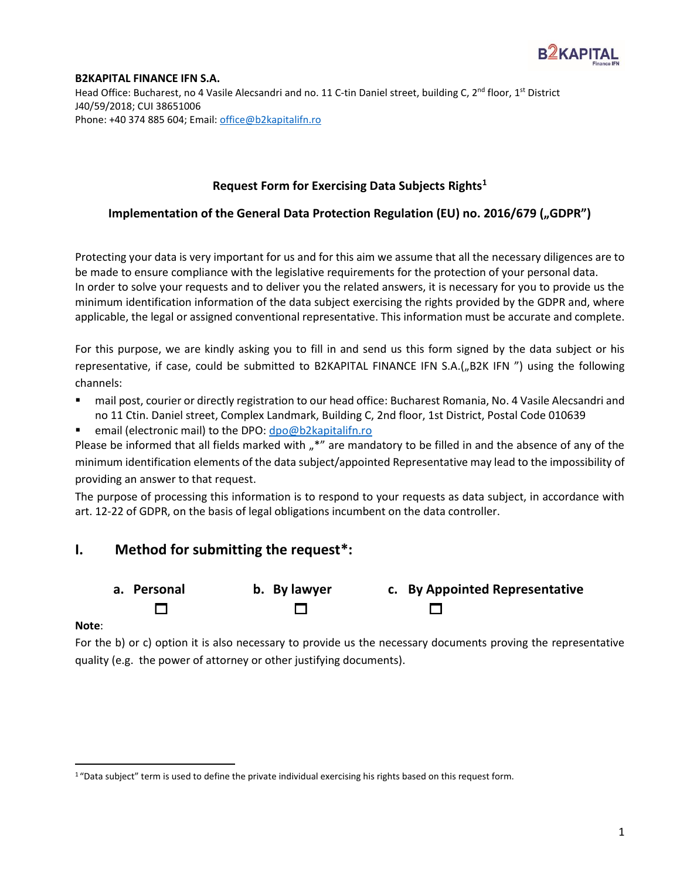**B2KAPITAL FINANCE IFN S.A.**
Head Office: Bucharest, no 4 Vasile Alecsandri and no. 11 C-tin Daniel street, building C, 2nd floor, 1st District
J40/59/2018; CUI 38651006
Phone: +40 374 885 604; Email: office@b2kapitalifn.ro

### Request Form for Exercising Data Subjects Rights[1]

### Implementation of the General Data Protection Regulation (EU) no. 2016/679 („GDPR")

Protecting your data is very important for us and for this aim we assume that all the necessary diligences are to be made to ensure compliance with the legislative requirements for the protection of your personal data.
In order to solve your requests and to deliver you the related answers, it is necessary for you to provide us the minimum identification information of the data subject exercising the rights provided by the GDPR and, where applicable, the legal or assigned conventional representative. This information must be accurate and complete.

For this purpose, we are kindly asking you to fill in and send us this form signed by the data subject or his representative, if case, could be submitted to B2KAPITAL FINANCE IFN S.A.(„B2K IFN ") using the following channels:

- mail post, courier or directly registration to our head office: Bucharest Romania, No. 4 Vasile Alecsandri and no 11 Ctin. Daniel street, Complex Landmark, Building C, 2nd floor, 1st District, Postal Code 010639
- email (electronic mail) to the DPO: dpo@b2kapitalifn.ro

Please be informed that all fields marked with „*" are mandatory to be filled in and the absence of any of the minimum identification elements of the data subject/appointed Representative may lead to the impossibility of providing an answer to that request.
The purpose of processing this information is to respond to your requests as data subject, in accordance with art. 12-22 of GDPR, on the basis of legal obligations incumbent on the data controller.

## I. Method for submitting the request*:

**a. Personal** ☐ **b. By lawyer** ☐ **c. By Appointed Representative** ☐

**Note**:
For the b) or c) option it is also necessary to provide us the necessary documents proving the representative quality (e.g. the power of attorney or other justifying documents).

[1] "Data subject" term is used to define the private individual exercising his rights based on this request form.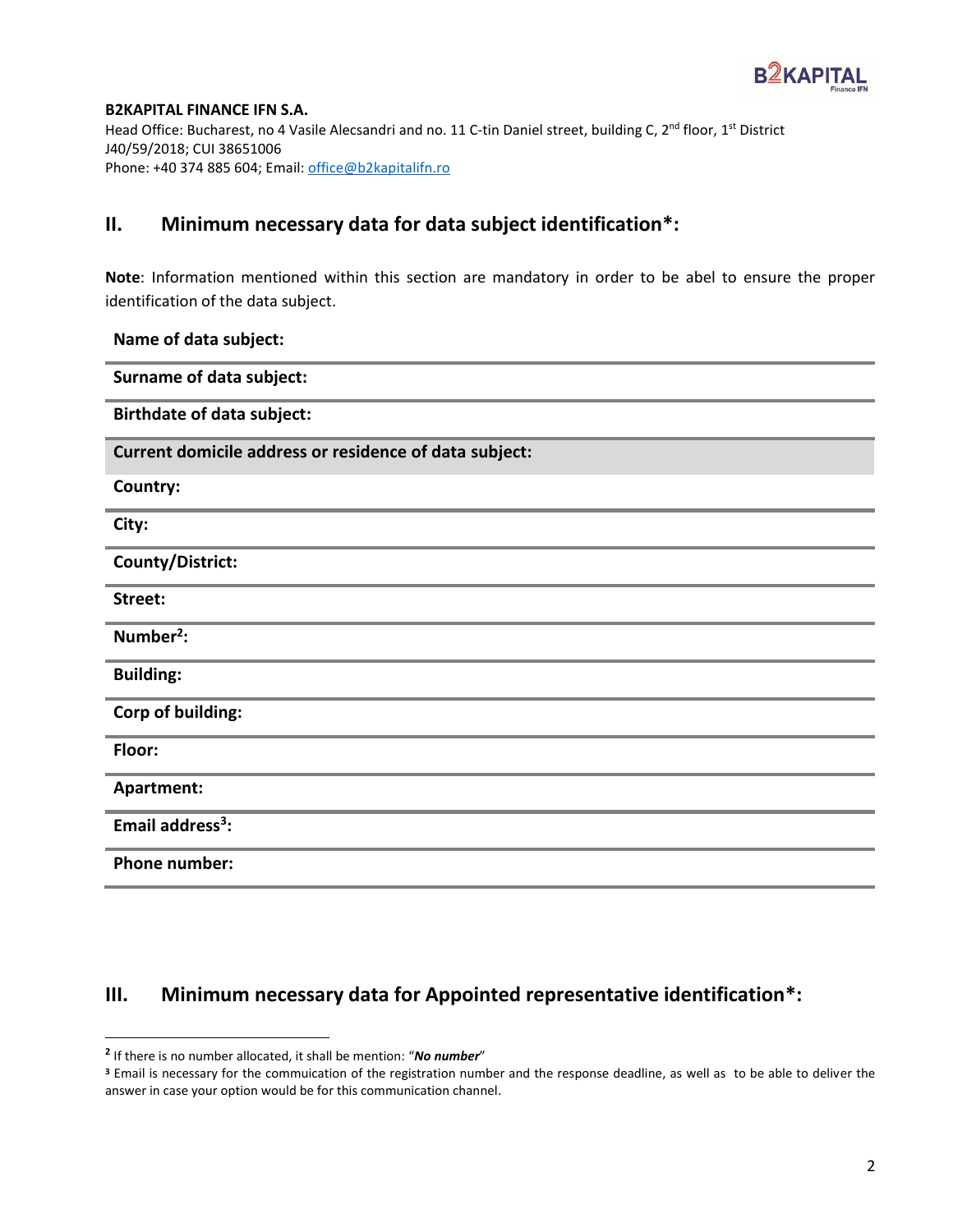**B2KAPITAL FINANCE IFN S.A.**
Head Office: Bucharest, no 4 Vasile Alecsandri and no. 11 C-tin Daniel street, building C, 2nd floor, 1st District
J40/59/2018; CUI 38651006
Phone: +40 374 885 604; Email: office@b2kapitalifn.ro

## II. Minimum necessary data for data subject identification*:

**Note**: Information mentioned within this section are mandatory in order to be abel to ensure the proper identification of the data subject.

| |
|---|
| **Name of data subject:** |
| **Surname of data subject:** |
| **Birthdate of data subject:** |
| **Current domicile address or residence of data subject:** |
| **Country:** |
| **City:** |
| **County/District:** |
| **Street:** |
| **Number[2]:** |
| **Building:** |
| **Corp of building:** |
| **Floor:** |
| **Apartment:** |
| **Email address[3]:** |
| **Phone number:** |

## III. Minimum necessary data for Appointed representative identification*:

---

[2] If there is no number allocated, it shall be mention: "***No number***"

[3] Email is necessary for the commuication of the registration number and the response deadline, as well as to be able to deliver the answer in case your option would be for this communication channel.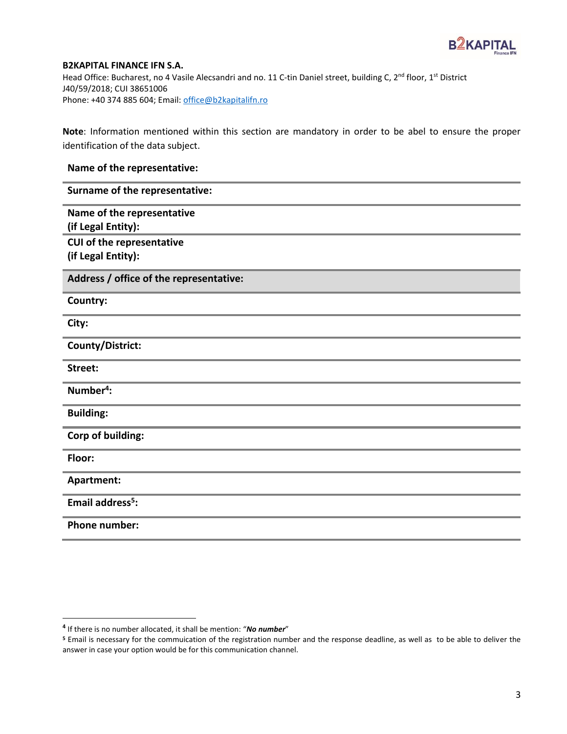**B2KAPITAL FINANCE IFN S.A.**
Head Office: Bucharest, no 4 Vasile Alecsandri and no. 11 C-tin Daniel street, building C, 2nd floor, 1st District
J40/59/2018; CUI 38651006
Phone: +40 374 885 604; Email: office@b2kapitalifn.ro

**Note**: Information mentioned within this section are mandatory in order to be abel to ensure the proper identification of the data subject.

| **Name of the representative:** | |
|---|---|
| **Surname of the representative:** | |
| **Name of the representative (if Legal Entity):** | |
| **CUI of the representative (if Legal Entity):** | |
| **Address / office of the representative:** | |
| **Country:** | |
| **City:** | |
| **County/District:** | |
| **Street:** | |
| **Number[4]:** | |
| **Building:** | |
| **Corp of building:** | |
| **Floor:** | |
| **Apartment:** | |
| **Email address[5]:** | |
| **Phone number:** | |

[4] If there is no number allocated, it shall be mention: "***No number***"

[5] Email is necessary for the commuication of the registration number and the response deadline, as well as to be able to deliver the answer in case your option would be for this communication channel.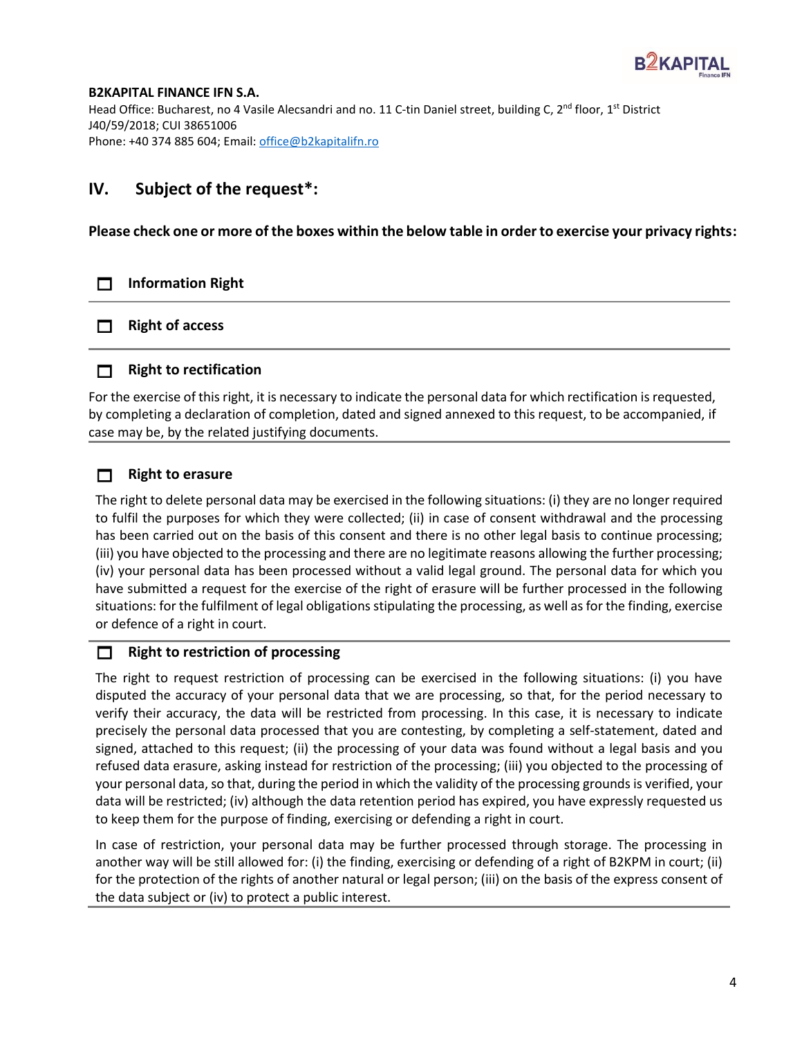**B2KAPITAL FINANCE IFN S.A.**
Head Office: Bucharest, no 4 Vasile Alecsandri and no. 11 C-tin Daniel street, building C, 2nd floor, 1st District
J40/59/2018; CUI 38651006
Phone: +40 374 885 604; Email: office@b2kapitalifn.ro

## IV. Subject of the request*:

**Please check one or more of the boxes within the below table in order to exercise your privacy rights:**

☐ **Information Right**

---

☐ **Right of access**

---

☐ **Right to rectification**

For the exercise of this right, it is necessary to indicate the personal data for which rectification is requested, by completing a declaration of completion, dated and signed annexed to this request, to be accompanied, if case may be, by the related justifying documents.

---

☐ **Right to erasure**

The right to delete personal data may be exercised in the following situations: (i) they are no longer required to fulfil the purposes for which they were collected; (ii) in case of consent withdrawal and the processing has been carried out on the basis of this consent and there is no other legal basis to continue processing; (iii) you have objected to the processing and there are no legitimate reasons allowing the further processing; (iv) your personal data has been processed without a valid legal ground. The personal data for which you have submitted a request for the exercise of the right of erasure will be further processed in the following situations: for the fulfilment of legal obligations stipulating the processing, as well as for the finding, exercise or defence of a right in court.

---

☐ **Right to restriction of processing**

The right to request restriction of processing can be exercised in the following situations: (i) you have disputed the accuracy of your personal data that we are processing, so that, for the period necessary to verify their accuracy, the data will be restricted from processing. In this case, it is necessary to indicate precisely the personal data processed that you are contesting, by completing a self-statement, dated and signed, attached to this request; (ii) the processing of your data was found without a legal basis and you refused data erasure, asking instead for restriction of the processing; (iii) you objected to the processing of your personal data, so that, during the period in which the validity of the processing grounds is verified, your data will be restricted; (iv) although the data retention period has expired, you have expressly requested us to keep them for the purpose of finding, exercising or defending a right in court.

In case of restriction, your personal data may be further processed through storage. The processing in another way will be still allowed for: (i) the finding, exercising or defending of a right of B2KPM in court; (ii) for the protection of the rights of another natural or legal person; (iii) on the basis of the express consent of the data subject or (iv) to protect a public interest.

---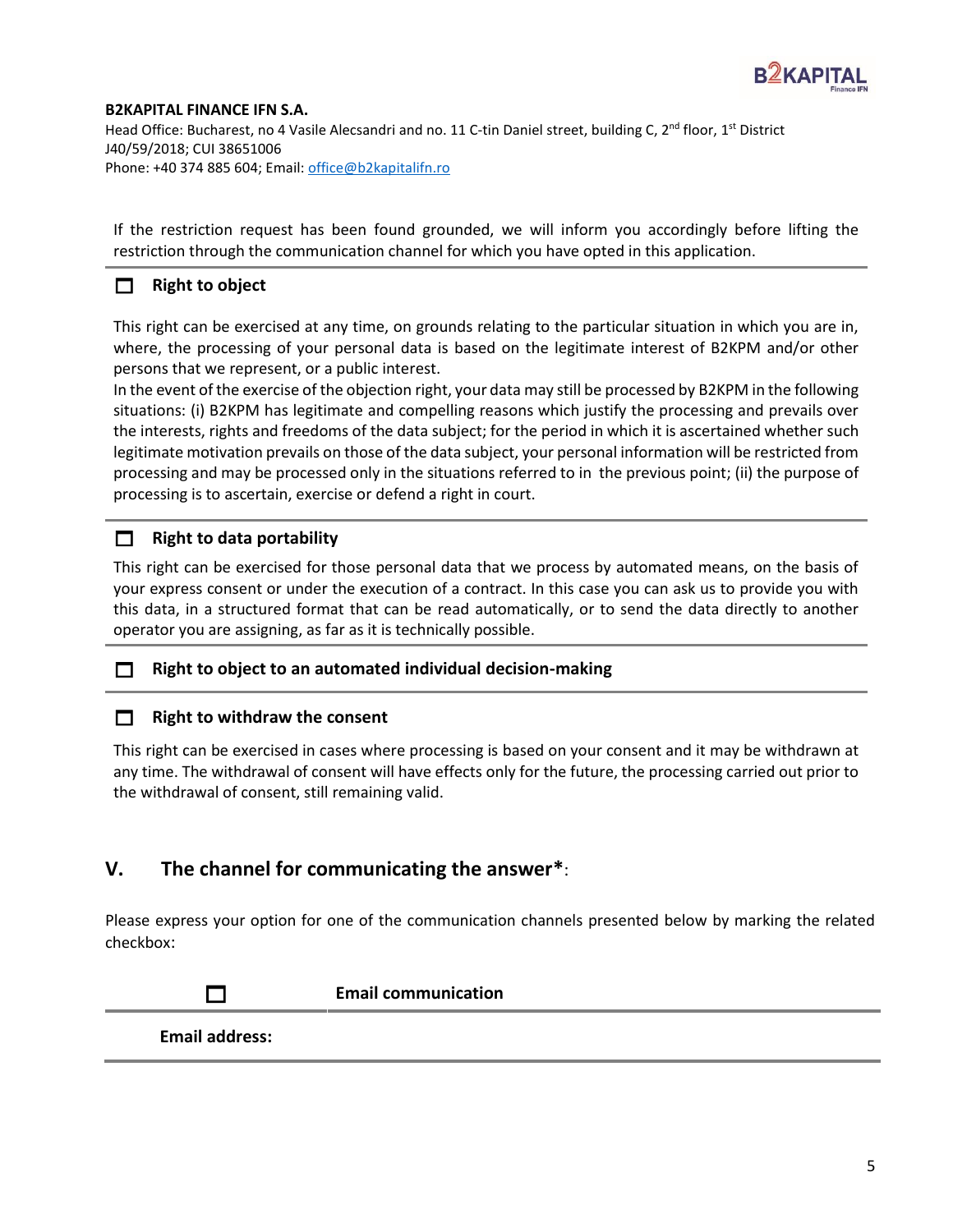If the restriction request has been found grounded, we will inform you accordingly before lifting the restriction through the communication channel for which you have opted in this application.

---

☐ **Right to object**

This right can be exercised at any time, on grounds relating to the particular situation in which you are in, where, the processing of your personal data is based on the legitimate interest of B2KPM and/or other persons that we represent, or a public interest.
In the event of the exercise of the objection right, your data may still be processed by B2KPM in the following situations: (i) B2KPM has legitimate and compelling reasons which justify the processing and prevails over the interests, rights and freedoms of the data subject; for the period in which it is ascertained whether such legitimate motivation prevails on those of the data subject, your personal information will be restricted from processing and may be processed only in the situations referred to in the previous point; (ii) the purpose of processing is to ascertain, exercise or defend a right in court.

---

☐ **Right to data portability**

This right can be exercised for those personal data that we process by automated means, on the basis of your express consent or under the execution of a contract. In this case you can ask us to provide you with this data, in a structured format that can be read automatically, or to send the data directly to another operator you are assigning, as far as it is technically possible.

---

☐ **Right to object to an automated individual decision-making**

---

☐ **Right to withdraw the consent**

This right can be exercised in cases where processing is based on your consent and it may be withdrawn at any time. The withdrawal of consent will have effects only for the future, the processing carried out prior to the withdrawal of consent, still remaining valid.

## V. The channel for communicating the answer*:

Please express your option for one of the communication channels presented below by marking the related checkbox:

| ☐ | **Email communication** |
|---|---|
| **Email address:** | |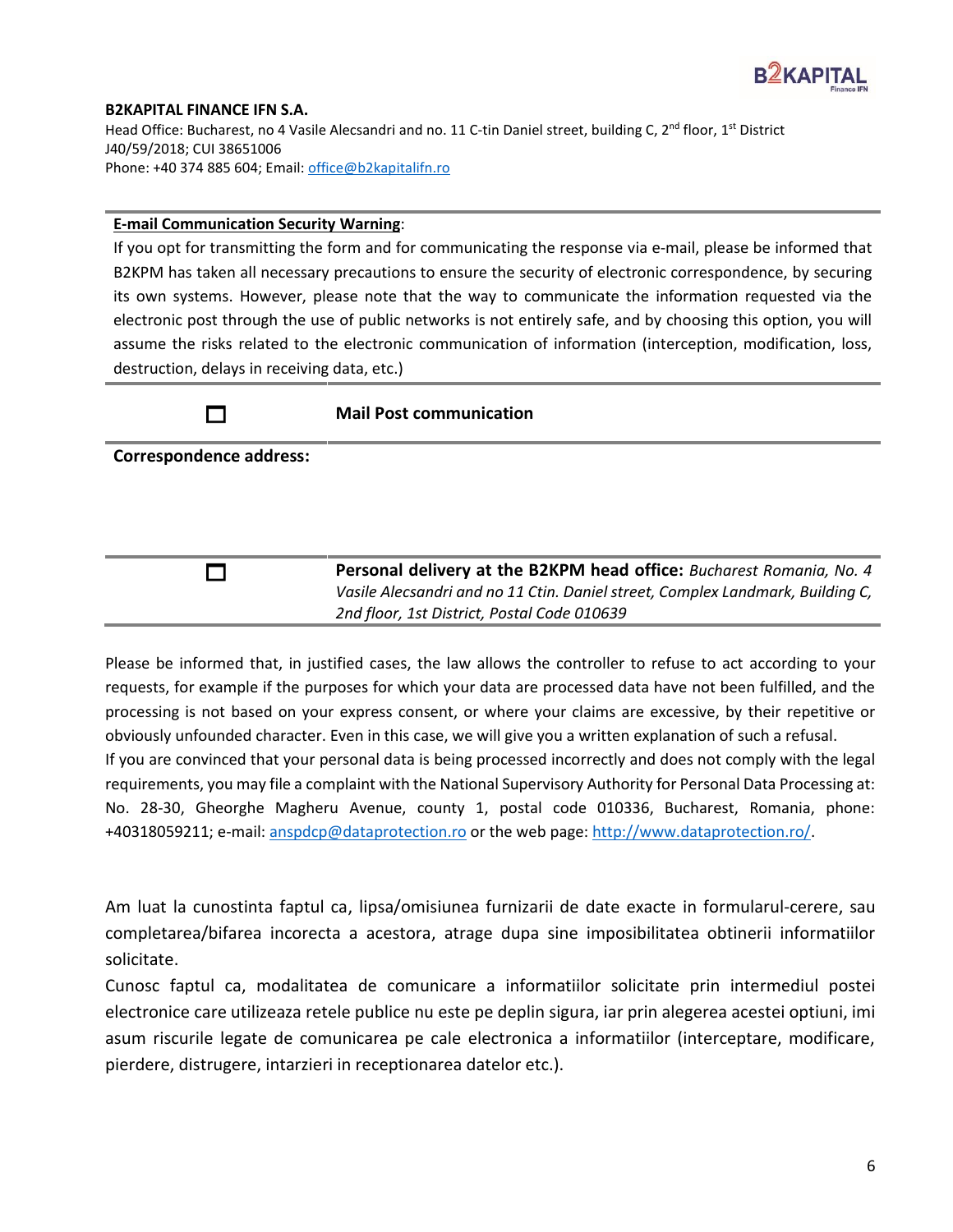**B2KAPITAL FINANCE IFN S.A.**
Head Office: Bucharest, no 4 Vasile Alecsandri and no. 11 C-tin Daniel street, building C, 2nd floor, 1st District
J40/59/2018; CUI 38651006
Phone: +40 374 885 604; Email: office@b2kapitalifn.ro

**E-mail Communication Security Warning**:
If you opt for transmitting the form and for communicating the response via e-mail, please be informed that B2KPM has taken all necessary precautions to ensure the security of electronic correspondence, by securing its own systems. However, please note that the way to communicate the information requested via the electronic post through the use of public networks is not entirely safe, and by choosing this option, you will assume the risks related to the electronic communication of information (interception, modification, loss, destruction, delays in receiving data, etc.)

| ☐ | **Mail Post communication** |
|---|---|
| **Correspondence address:** | |

| ☐ | **Personal delivery at the B2KPM head office:** *Bucharest Romania, No. 4 Vasile Alecsandri and no 11 Ctin. Daniel street, Complex Landmark, Building C, 2nd floor, 1st District, Postal Code 010639* |
|---|---|

Please be informed that, in justified cases, the law allows the controller to refuse to act according to your requests, for example if the purposes for which your data are processed data have not been fulfilled, and the processing is not based on your express consent, or where your claims are excessive, by their repetitive or obviously unfounded character. Even in this case, we will give you a written explanation of such a refusal.
If you are convinced that your personal data is being processed incorrectly and does not comply with the legal requirements, you may file a complaint with the National Supervisory Authority for Personal Data Processing at: No. 28-30, Gheorghe Magheru Avenue, county 1, postal code 010336, Bucharest, Romania, phone: +40318059211; e-mail: anspdcp@dataprotection.ro or the web page: http://www.dataprotection.ro/.

Am luat la cunostinta faptul ca, lipsa/omisiunea furnizarii de date exacte in formularul-cerere, sau completarea/bifarea incorecta a acestora, atrage dupa sine imposibilitatea obtinerii informatiilor solicitate.
Cunosc faptul ca, modalitatea de comunicare a informatiilor solicitate prin intermediul postei electronice care utilizeaza retele publice nu este pe deplin sigura, iar prin alegerea acestei optiuni, imi asum riscurile legate de comunicarea pe cale electronica a informatiilor (interceptare, modificare, pierdere, distrugere, intarzieri in receptionarea datelor etc.).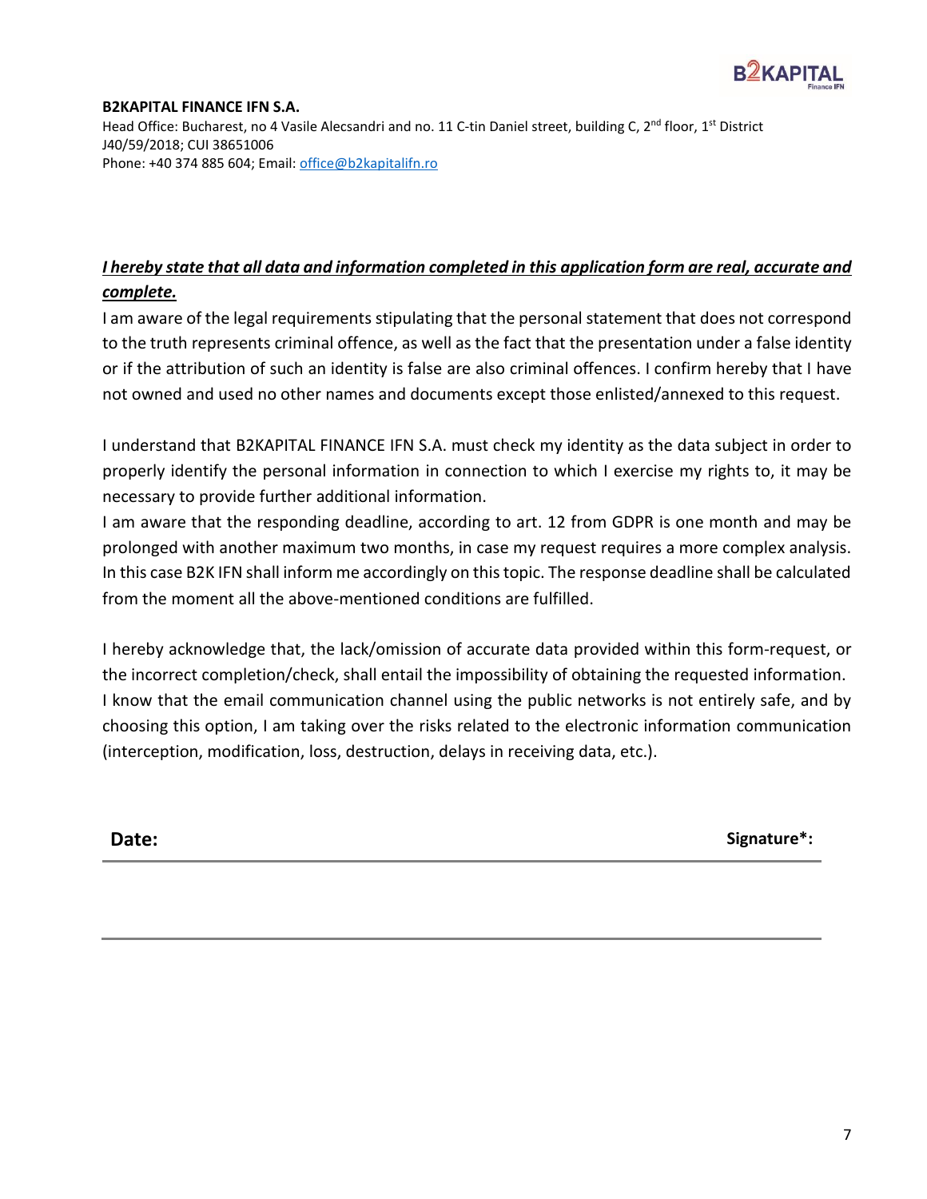**B2KAPITAL FINANCE IFN S.A.**
Head Office: Bucharest, no 4 Vasile Alecsandri and no. 11 C-tin Daniel street, building C, 2nd floor, 1st District
J40/59/2018; CUI 38651006
Phone: +40 374 885 604; Email: office@b2kapitalifn.ro

***I hereby state that all data and information completed in this application form are real, accurate and complete.***

I am aware of the legal requirements stipulating that the personal statement that does not correspond to the truth represents criminal offence, as well as the fact that the presentation under a false identity or if the attribution of such an identity is false are also criminal offences. I confirm hereby that I have not owned and used no other names and documents except those enlisted/annexed to this request.

I understand that B2KAPITAL FINANCE IFN S.A. must check my identity as the data subject in order to properly identify the personal information in connection to which I exercise my rights to, it may be necessary to provide further additional information.

I am aware that the responding deadline, according to art. 12 from GDPR is one month and may be prolonged with another maximum two months, in case my request requires a more complex analysis. In this case B2K IFN shall inform me accordingly on this topic. The response deadline shall be calculated from the moment all the above-mentioned conditions are fulfilled.

I hereby acknowledge that, the lack/omission of accurate data provided within this form-request, or the incorrect completion/check, shall entail the impossibility of obtaining the requested information.

I know that the email communication channel using the public networks is not entirely safe, and by choosing this option, I am taking over the risks related to the electronic information communication (interception, modification, loss, destruction, delays in receiving data, etc.).

| **Date:** | **Signature*:** |
| --- | --- |
| | |